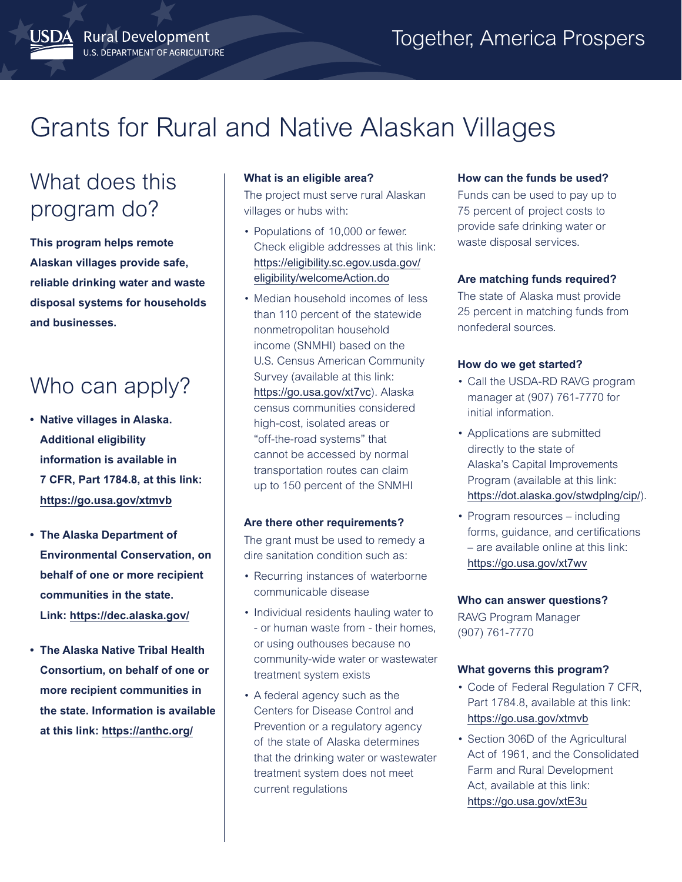USDA Rural Development
U.S. DEPARTMENT OF AGRICULTURE

Together, America Prospers

# Grants for Rural and Native Alaskan Villages

## What does this program do?

**This program helps remote Alaskan villages provide safe, reliable drinking water and waste disposal systems for households and businesses.**

## Who can apply?

- **Native villages in Alaska. Additional eligibility information is available in 7 CFR, Part 1784.8, at this link: https://go.usa.gov/xtmvb**
- **The Alaska Department of Environmental Conservation, on behalf of one or more recipient communities in the state. Link: https://dec.alaska.gov/**
- **The Alaska Native Tribal Health Consortium, on behalf of one or more recipient communities in the state. Information is available at this link: https://anthc.org/**

### What is an eligible area?

The project must serve rural Alaskan villages or hubs with:

- Populations of 10,000 or fewer. Check eligible addresses at this link: https://eligibility.sc.egov.usda.gov/eligibility/welcomeAction.do
- Median household incomes of less than 110 percent of the statewide nonmetropolitan household income (SNMHI) based on the U.S. Census American Community Survey (available at this link: https://go.usa.gov/xt7vc). Alaska census communities considered high-cost, isolated areas or "off-the-road systems" that cannot be accessed by normal transportation routes can claim up to 150 percent of the SNMHI

### Are there other requirements?

The grant must be used to remedy a dire sanitation condition such as:

- Recurring instances of waterborne communicable disease
- Individual residents hauling water to - or human waste from - their homes, or using outhouses because no community-wide water or wastewater treatment system exists
- A federal agency such as the Centers for Disease Control and Prevention or a regulatory agency of the state of Alaska determines that the drinking water or wastewater treatment system does not meet current regulations

### How can the funds be used?

Funds can be used to pay up to 75 percent of project costs to provide safe drinking water or waste disposal services.

### Are matching funds required?

The state of Alaska must provide 25 percent in matching funds from nonfederal sources.

### How do we get started?

- Call the USDA-RD RAVG program manager at (907) 761-7770 for initial information.
- Applications are submitted directly to the state of Alaska's Capital Improvements Program (available at this link: https://dot.alaska.gov/stwdplng/cip/).
- Program resources – including forms, guidance, and certifications – are available online at this link: https://go.usa.gov/xt7wv

### Who can answer questions?

RAVG Program Manager
(907) 761-7770

### What governs this program?

- Code of Federal Regulation 7 CFR, Part 1784.8, available at this link: https://go.usa.gov/xtmvb
- Section 306D of the Agricultural Act of 1961, and the Consolidated Farm and Rural Development Act, available at this link: https://go.usa.gov/xtE3u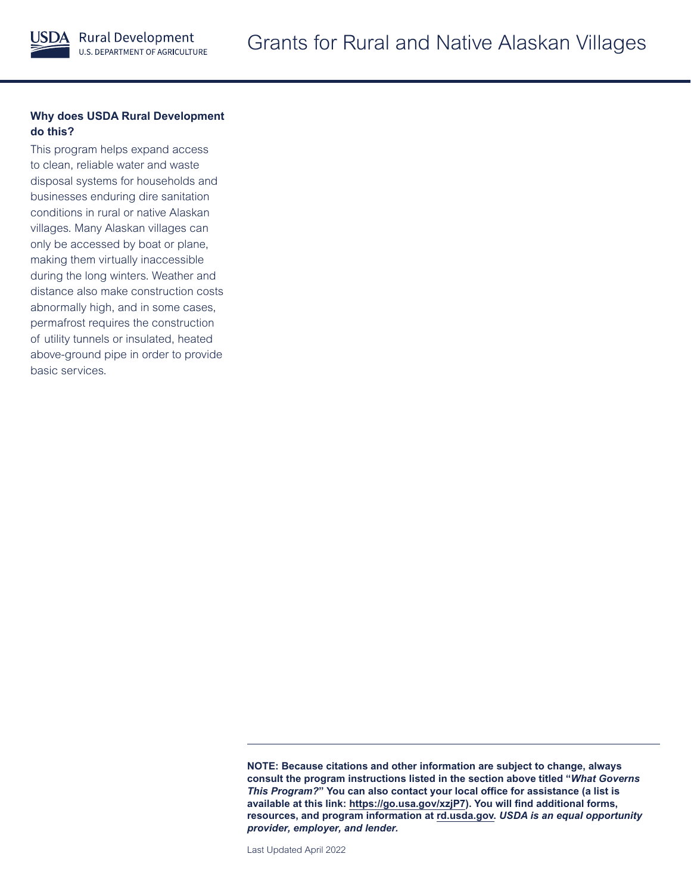### Why does USDA Rural Development do this?

This program helps expand access to clean, reliable water and waste disposal systems for households and businesses enduring dire sanitation conditions in rural or native Alaskan villages. Many Alaskan villages can only be accessed by boat or plane, making them virtually inaccessible during the long winters. Weather and distance also make construction costs abnormally high, and in some cases, permafrost requires the construction of utility tunnels or insulated, heated above-ground pipe in order to provide basic services.

---

**NOTE: Because citations and other information are subject to change, always consult the program instructions listed in the section above titled "*What Governs This Program?*" You can also contact your local office for assistance (a list is available at this link: https://go.usa.gov/xzjP7). You will find additional forms, resources, and program information at rd.usda.gov. *USDA is an equal opportunity provider, employer, and lender.***

Last Updated April 2022